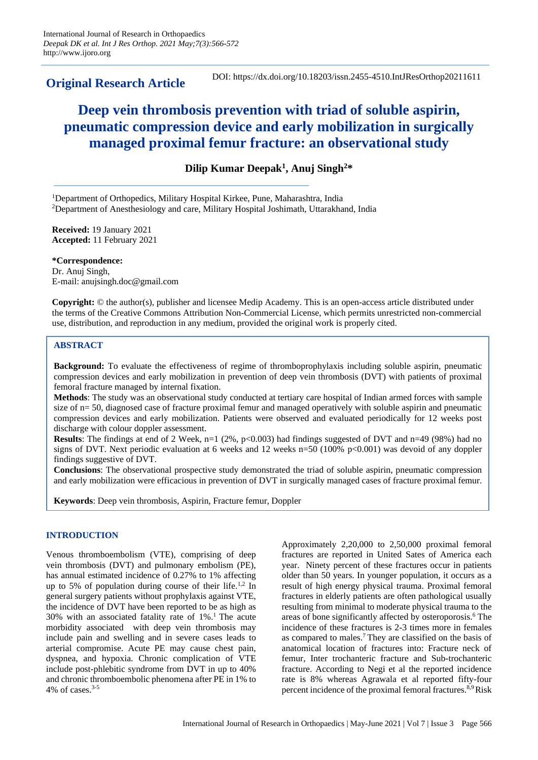International Journal of Research in Orthopaedics
*Deepak DK et al. Int J Res Orthop. 2021 May;7(3):566-572*
http://www.ijoro.org

**Original Research Article**

DOI: https://dx.doi.org/10.18203/issn.2455-4510.IntJResOrthop20211611

# Deep vein thrombosis prevention with triad of soluble aspirin, pneumatic compression device and early mobilization in surgically managed proximal femur fracture: an observational study

**Dilip Kumar Deepak[1], Anuj Singh[2]***

[1]Department of Orthopedics, Military Hospital Kirkee, Pune, Maharashtra, India
[2]Department of Anesthesiology and care, Military Hospital Joshimath, Uttarakhand, India

**Received:** 19 January 2021
**Accepted:** 11 February 2021

***Correspondence:**
Dr. Anuj Singh,
E-mail: anujsingh.doc@gmail.com

**Copyright:** © the author(s), publisher and licensee Medip Academy. This is an open-access article distributed under the terms of the Creative Commons Attribution Non-Commercial License, which permits unrestricted non-commercial use, distribution, and reproduction in any medium, provided the original work is properly cited.

## ABSTRACT

**Background:** To evaluate the effectiveness of regime of thromboprophylaxis including soluble aspirin, pneumatic compression devices and early mobilization in prevention of deep vein thrombosis (DVT) with patients of proximal femoral fracture managed by internal fixation.

**Methods**: The study was an observational study conducted at tertiary care hospital of Indian armed forces with sample size of n= 50, diagnosed case of fracture proximal femur and managed operatively with soluble aspirin and pneumatic compression devices and early mobilization. Patients were observed and evaluated periodically for 12 weeks post discharge with colour doppler assessment.

**Results**: The findings at end of 2 Week, n=1 (2%, p<0.003) had findings suggested of DVT and n=49 (98%) had no signs of DVT. Next periodic evaluation at 6 weeks and 12 weeks n=50 (100% p<0.001) was devoid of any doppler findings suggestive of DVT.

**Conclusions**: The observational prospective study demonstrated the triad of soluble aspirin, pneumatic compression and early mobilization were efficacious in prevention of DVT in surgically managed cases of fracture proximal femur.

**Keywords**: Deep vein thrombosis, Aspirin, Fracture femur, Doppler

## INTRODUCTION

Venous thromboembolism (VTE), comprising of deep vein thrombosis (DVT) and pulmonary embolism (PE), has annual estimated incidence of 0.27% to 1% affecting up to 5% of population during course of their life.[1,2] In general surgery patients without prophylaxis against VTE, the incidence of DVT have been reported to be as high as 30% with an associated fatality rate of 1%.[1] The acute morbidity associated with deep vein thrombosis may include pain and swelling and in severe cases leads to arterial compromise. Acute PE may cause chest pain, dyspnea, and hypoxia. Chronic complication of VTE include post-phlebitic syndrome from DVT in up to 40% and chronic thromboembolic phenomena after PE in 1% to 4% of cases.[3-5]

Approximately 2,20,000 to 2,50,000 proximal femoral fractures are reported in United Sates of America each year. Ninety percent of these fractures occur in patients older than 50 years. In younger population, it occurs as a result of high energy physical trauma. Proximal femoral fractures in elderly patients are often pathological usually resulting from minimal to moderate physical trauma to the areas of bone significantly affected by osteoporosis.[6] The incidence of these fractures is 2-3 times more in females as compared to males.[7] They are classified on the basis of anatomical location of fractures into: Fracture neck of femur, Inter trochanteric fracture and Sub-trochanteric fracture. According to Negi et al the reported incidence rate is 8% whereas Agrawala et al reported fifty-four percent incidence of the proximal femoral fractures.[8,9] Risk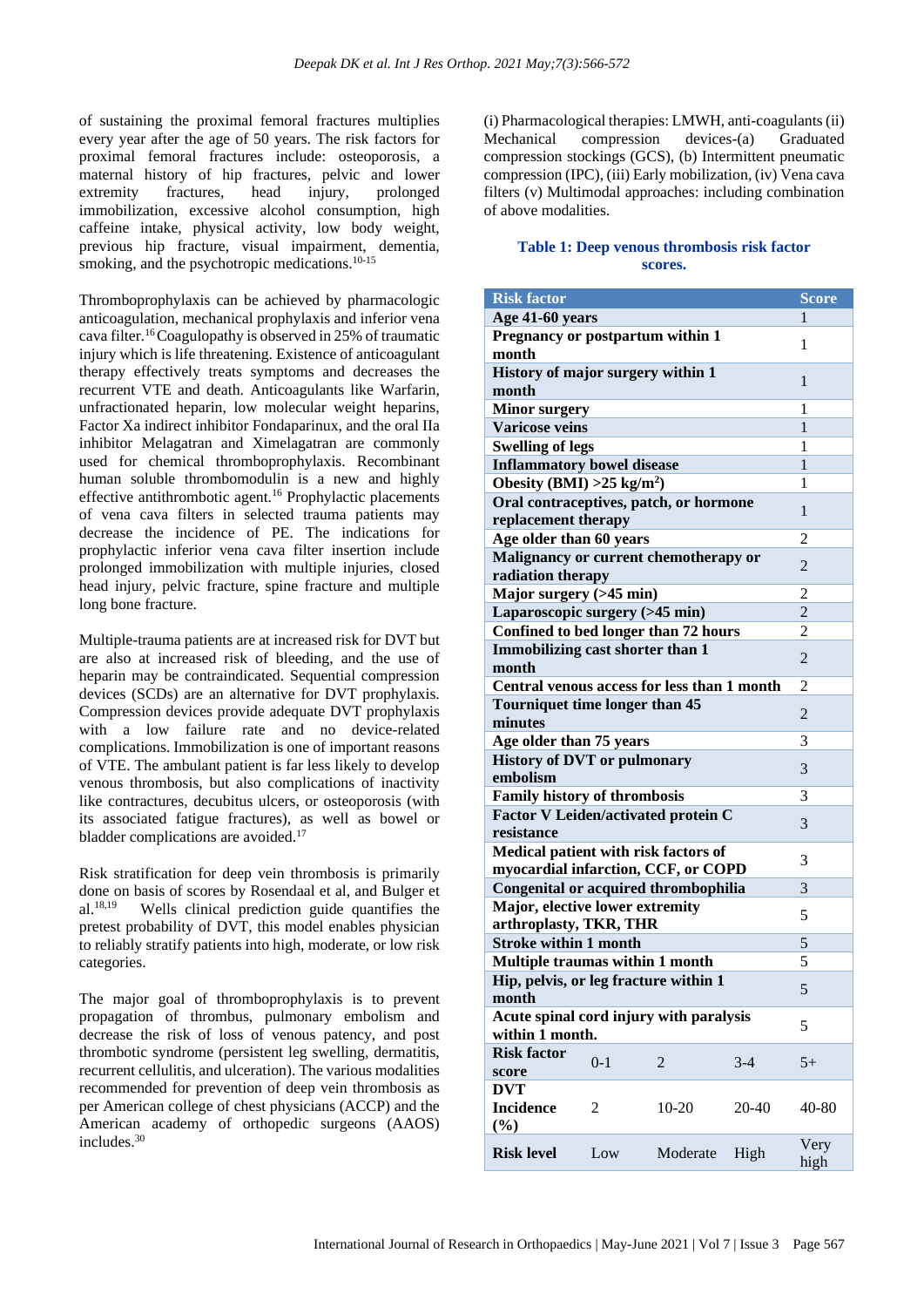of sustaining the proximal femoral fractures multiplies every year after the age of 50 years. The risk factors for proximal femoral fractures include: osteoporosis, a maternal history of hip fractures, pelvic and lower extremity fractures, head injury, prolonged immobilization, excessive alcohol consumption, high caffeine intake, physical activity, low body weight, previous hip fracture, visual impairment, dementia, smoking, and the psychotropic medications.[10-15]

Thromboprophylaxis can be achieved by pharmacologic anticoagulation, mechanical prophylaxis and inferior vena cava filter.[16] Coagulopathy is observed in 25% of traumatic injury which is life threatening. Existence of anticoagulant therapy effectively treats symptoms and decreases the recurrent VTE and death. Anticoagulants like Warfarin, unfractionated heparin, low molecular weight heparins, Factor Xa indirect inhibitor Fondaparinux, and the oral IIa inhibitor Melagatran and Ximelagatran are commonly used for chemical thromboprophylaxis. Recombinant human soluble thrombomodulin is a new and highly effective antithrombotic agent.[16] Prophylactic placements of vena cava filters in selected trauma patients may decrease the incidence of PE. The indications for prophylactic inferior vena cava filter insertion include prolonged immobilization with multiple injuries, closed head injury, pelvic fracture, spine fracture and multiple long bone fracture.

Multiple-trauma patients are at increased risk for DVT but are also at increased risk of bleeding, and the use of heparin may be contraindicated. Sequential compression devices (SCDs) are an alternative for DVT prophylaxis. Compression devices provide adequate DVT prophylaxis with a low failure rate and no device-related complications. Immobilization is one of important reasons of VTE. The ambulant patient is far less likely to develop venous thrombosis, but also complications of inactivity like contractures, decubitus ulcers, or osteoporosis (with its associated fatigue fractures), as well as bowel or bladder complications are avoided.[17]

Risk stratification for deep vein thrombosis is primarily done on basis of scores by Rosendaal et al, and Bulger et al.[18,19] Wells clinical prediction guide quantifies the pretest probability of DVT, this model enables physician to reliably stratify patients into high, moderate, or low risk categories.

The major goal of thromboprophylaxis is to prevent propagation of thrombus, pulmonary embolism and decrease the risk of loss of venous patency, and post thrombotic syndrome (persistent leg swelling, dermatitis, recurrent cellulitis, and ulceration). The various modalities recommended for prevention of deep vein thrombosis as per American college of chest physicians (ACCP) and the American academy of orthopedic surgeons (AAOS) includes.[30]

(i) Pharmacological therapies: LMWH, anti-coagulants (ii) Mechanical compression devices-(a) Graduated compression stockings (GCS), (b) Intermittent pneumatic compression (IPC), (iii) Early mobilization, (iv) Vena cava filters (v) Multimodal approaches: including combination of above modalities.

**Table 1: Deep venous thrombosis risk factor scores.**

| Risk factor | | | | Score |
|---|---|---|---|---|
| **Age 41-60 years** | | | | 1 |
| **Pregnancy or postpartum within 1 month** | | | | 1 |
| **History of major surgery within 1 month** | | | | 1 |
| **Minor surgery** | | | | 1 |
| **Varicose veins** | | | | 1 |
| **Swelling of legs** | | | | 1 |
| **Inflammatory bowel disease** | | | | 1 |
| **Obesity (BMI) >25 kg/m$^2$)** | | | | 1 |
| **Oral contraceptives, patch, or hormone replacement therapy** | | | | 1 |
| **Age older than 60 years** | | | | 2 |
| **Malignancy or current chemotherapy or radiation therapy** | | | | 2 |
| **Major surgery (>45 min)** | | | | 2 |
| **Laparoscopic surgery (>45 min)** | | | | 2 |
| **Confined to bed longer than 72 hours** | | | | 2 |
| **Immobilizing cast shorter than 1 month** | | | | 2 |
| **Central venous access for less than 1 month** | | | | 2 |
| **Tourniquet time longer than 45 minutes** | | | | 2 |
| **Age older than 75 years** | | | | 3 |
| **History of DVT or pulmonary embolism** | | | | 3 |
| **Family history of thrombosis** | | | | 3 |
| **Factor V Leiden/activated protein C resistance** | | | | 3 |
| **Medical patient with risk factors of myocardial infarction, CCF, or COPD** | | | | 3 |
| **Congenital or acquired thrombophilia** | | | | 3 |
| **Major, elective lower extremity arthroplasty, TKR, THR** | | | | 5 |
| **Stroke within 1 month** | | | | 5 |
| **Multiple traumas within 1 month** | | | | 5 |
| **Hip, pelvis, or leg fracture within 1 month** | | | | 5 |
| **Acute spinal cord injury with paralysis within 1 month.** | | | | 5 |
| **Risk factor score** | 0-1 | 2 | 3-4 | 5+ |
| **DVT Incidence (%)** | 2 | 10-20 | 20-40 | 40-80 |
| **Risk level** | Low | Moderate | High | Very high |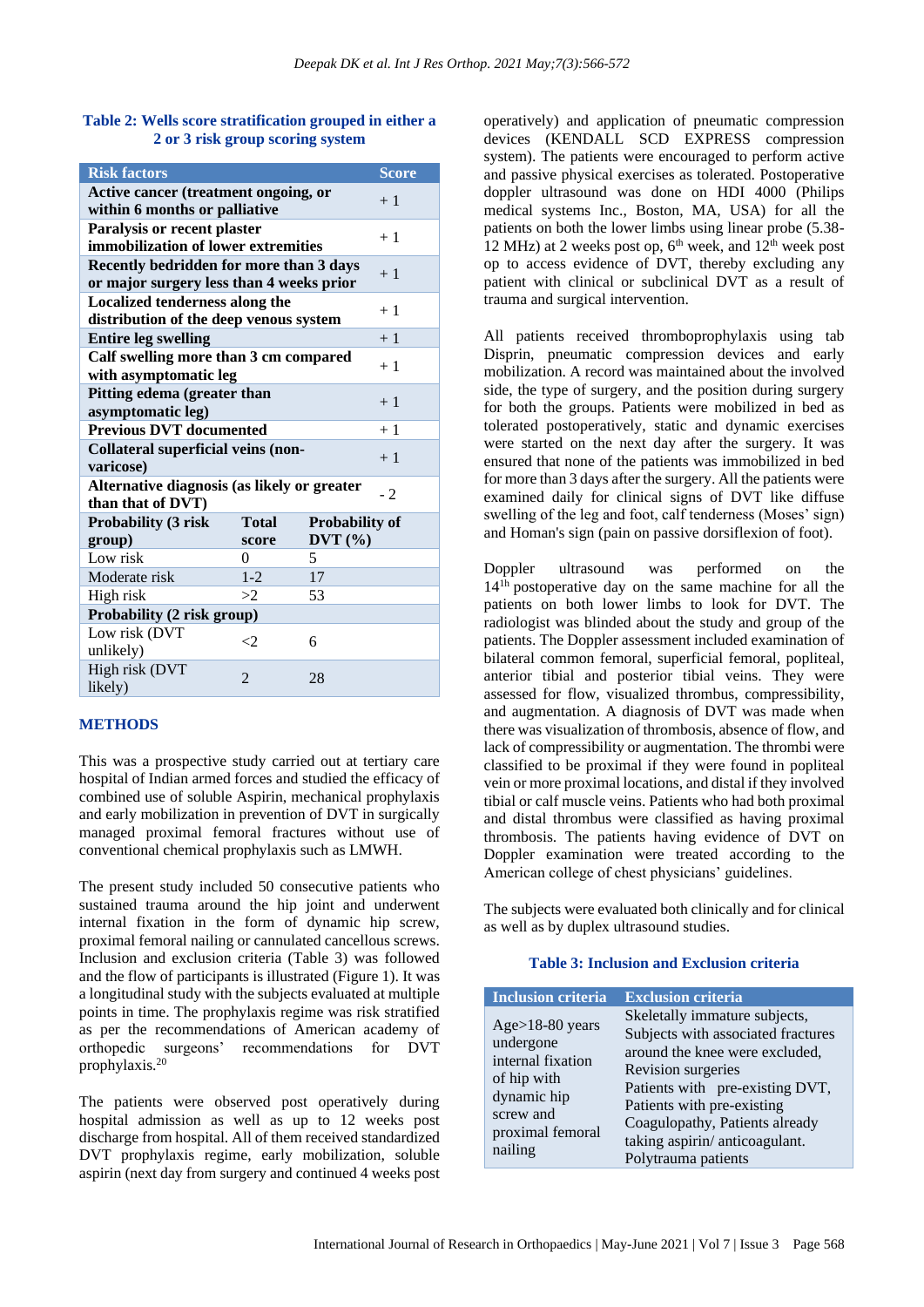**Table 2: Wells score stratification grouped in either a 2 or 3 risk group scoring system**

| Risk factors | | Score |
|---|---|---|
| **Active cancer (treatment ongoing, or within 6 months or palliative** | | + 1 |
| **Paralysis or recent plaster immobilization of lower extremities** | | + 1 |
| **Recently bedridden for more than 3 days or major surgery less than 4 weeks prior** | | + 1 |
| **Localized tenderness along the distribution of the deep venous system** | | + 1 |
| **Entire leg swelling** | | + 1 |
| **Calf swelling more than 3 cm compared with asymptomatic leg** | | + 1 |
| **Pitting edema (greater than asymptomatic leg)** | | + 1 |
| **Previous DVT documented** | | + 1 |
| **Collateral superficial veins (non-varicose)** | | + 1 |
| **Alternative diagnosis (as likely or greater than that of DVT)** | | - 2 |
| **Probability (3 risk group)** | **Total score** | **Probability of DVT (%)** |
| Low risk | 0 | 5 |
| Moderate risk | 1-2 | 17 |
| High risk | >2 | 53 |
| **Probability (2 risk group)** | | |
| Low risk (DVT unlikely) | <2 | 6 |
| High risk (DVT likely) | 2 | 28 |

## METHODS

This was a prospective study carried out at tertiary care hospital of Indian armed forces and studied the efficacy of combined use of soluble Aspirin, mechanical prophylaxis and early mobilization in prevention of DVT in surgically managed proximal femoral fractures without use of conventional chemical prophylaxis such as LMWH.

The present study included 50 consecutive patients who sustained trauma around the hip joint and underwent internal fixation in the form of dynamic hip screw, proximal femoral nailing or cannulated cancellous screws. Inclusion and exclusion criteria (Table 3) was followed and the flow of participants is illustrated (Figure 1). It was a longitudinal study with the subjects evaluated at multiple points in time. The prophylaxis regime was risk stratified as per the recommendations of American academy of orthopedic surgeons' recommendations for DVT prophylaxis.[20]

The patients were observed post operatively during hospital admission as well as up to 12 weeks post discharge from hospital. All of them received standardized DVT prophylaxis regime, early mobilization, soluble aspirin (next day from surgery and continued 4 weeks post operatively) and application of pneumatic compression devices (KENDALL SCD EXPRESS compression system). The patients were encouraged to perform active and passive physical exercises as tolerated. Postoperative doppler ultrasound was done on HDI 4000 (Philips medical systems Inc., Boston, MA, USA) for all the patients on both the lower limbs using linear probe (5.38-12 MHz) at 2 weeks post op, 6th week, and 12th week post op to access evidence of DVT, thereby excluding any patient with clinical or subclinical DVT as a result of trauma and surgical intervention.

All patients received thromboprophylaxis using tab Disprin, pneumatic compression devices and early mobilization. A record was maintained about the involved side, the type of surgery, and the position during surgery for both the groups. Patients were mobilized in bed as tolerated postoperatively, static and dynamic exercises were started on the next day after the surgery. It was ensured that none of the patients was immobilized in bed for more than 3 days after the surgery. All the patients were examined daily for clinical signs of DVT like diffuse swelling of the leg and foot, calf tenderness (Moses' sign) and Homan's sign (pain on passive dorsiflexion of foot).

Doppler ultrasound was performed on the 14th postoperative day on the same machine for all the patients on both lower limbs to look for DVT. The radiologist was blinded about the study and group of the patients. The Doppler assessment included examination of bilateral common femoral, superficial femoral, popliteal, anterior tibial and posterior tibial veins. They were assessed for flow, visualized thrombus, compressibility, and augmentation. A diagnosis of DVT was made when there was visualization of thrombosis, absence of flow, and lack of compressibility or augmentation. The thrombi were classified to be proximal if they were found in popliteal vein or more proximal locations, and distal if they involved tibial or calf muscle veins. Patients who had both proximal and distal thrombus were classified as having proximal thrombosis. The patients having evidence of DVT on Doppler examination were treated according to the American college of chest physicians' guidelines.

The subjects were evaluated both clinically and for clinical as well as by duplex ultrasound studies.

**Table 3: Inclusion and Exclusion criteria**

| Inclusion criteria | Exclusion criteria |
|---|---|
| Age>18-80 years undergone internal fixation of hip with dynamic hip screw and proximal femoral nailing | Skeletally immature subjects, Subjects with associated fractures around the knee were excluded, Revision surgeries Patients with pre-existing DVT, Patients with pre-existing Coagulopathy, Patients already taking aspirin/ anticoagulant. Polytrauma patients |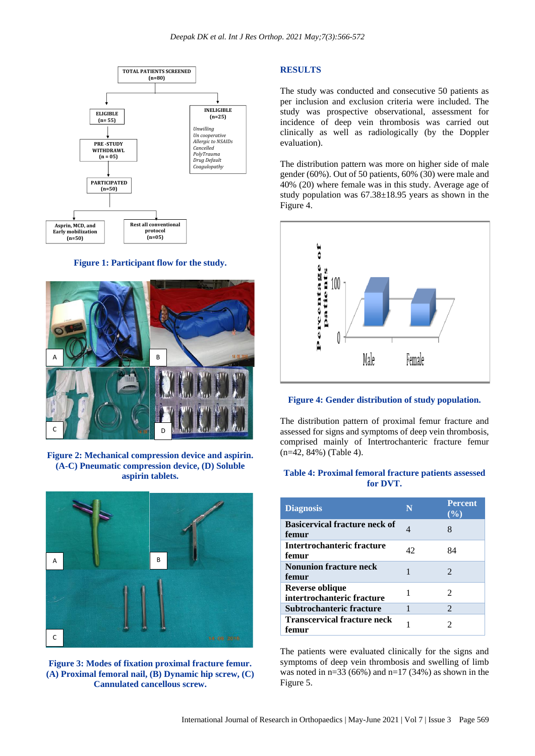Figure 1: Participant flow for the study.

Figure 2: Mechanical compression device and aspirin. (A-C) Pneumatic compression device, (D) Soluble aspirin tablets.

Figure 3: Modes of fixation proximal fracture femur. (A) Proximal femoral nail, (B) Dynamic hip screw, (C) Cannulated cancellous screw.

## RESULTS

The study was conducted and consecutive 50 patients as per inclusion and exclusion criteria were included. The study was prospective observational, assessment for incidence of deep vein thrombosis was carried out clinically as well as radiologically (by the Doppler evaluation).

The distribution pattern was more on higher side of male gender (60%). Out of 50 patients, 60% (30) were male and 40% (20) where female was in this study. Average age of study population was 67.38±18.95 years as shown in the Figure 4.

Figure 4: Gender distribution of study population.

The distribution pattern of proximal femur fracture and assessed for signs and symptoms of deep vein thrombosis, comprised mainly of Intertrochanteric fracture femur (n=42, 84%) (Table 4).

**Table 4: Proximal femoral fracture patients assessed for DVT.**

| Diagnosis | N | Percent (%) |
|---|---|---|
| **Basicervical fracture neck of femur** | 4 | 8 |
| **Intertrochanteric fracture femur** | 42 | 84 |
| **Nonunion fracture neck femur** | 1 | 2 |
| **Reverse oblique intertrochanteric fracture** | 1 | 2 |
| **Subtrochanteric fracture** | 1 | 2 |
| **Transcervical fracture neck femur** | 1 | 2 |

The patients were evaluated clinically for the signs and symptoms of deep vein thrombosis and swelling of limb was noted in n=33 (66%) and n=17 (34%) as shown in the Figure 5.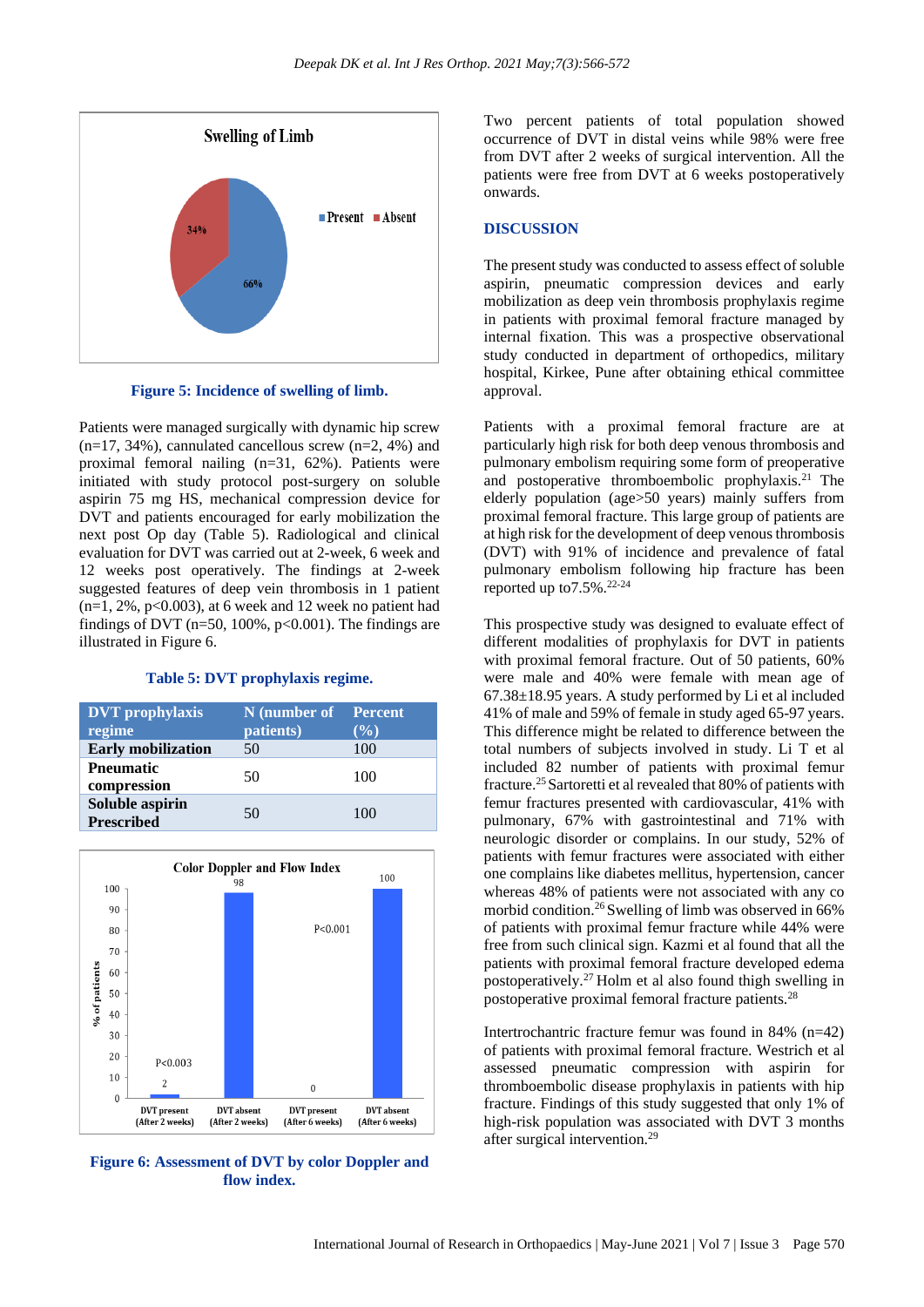Figure 5: Incidence of swelling of limb.

Patients were managed surgically with dynamic hip screw (n=17, 34%), cannulated cancellous screw (n=2, 4%) and proximal femoral nailing (n=31, 62%). Patients were initiated with study protocol post-surgery on soluble aspirin 75 mg HS, mechanical compression device for DVT and patients encouraged for early mobilization the next post Op day (Table 5). Radiological and clinical evaluation for DVT was carried out at 2-week, 6 week and 12 weeks post operatively. The findings at 2-week suggested features of deep vein thrombosis in 1 patient (n=1, 2%, p<0.003), at 6 week and 12 week no patient had findings of DVT (n=50, 100%, p<0.001). The findings are illustrated in Figure 6.

**Table 5: DVT prophylaxis regime.**

| DVT prophylaxis regime | N (number of patients) | Percent (%) |
| --- | --- | --- |
| Early mobilization | 50 | 100 |
| Pneumatic compression | 50 | 100 |
| Soluble aspirin Prescribed | 50 | 100 |

Figure 6: Assessment of DVT by color Doppler and flow index.

Two percent patients of total population showed occurrence of DVT in distal veins while 98% were free from DVT after 2 weeks of surgical intervention. All the patients were free from DVT at 6 weeks postoperatively onwards.

## DISCUSSION

The present study was conducted to assess effect of soluble aspirin, pneumatic compression devices and early mobilization as deep vein thrombosis prophylaxis regime in patients with proximal femoral fracture managed by internal fixation. This was a prospective observational study conducted in department of orthopedics, military hospital, Kirkee, Pune after obtaining ethical committee approval.

Patients with a proximal femoral fracture are at particularly high risk for both deep venous thrombosis and pulmonary embolism requiring some form of preoperative and postoperative thromboembolic prophylaxis.[21] The elderly population (age>50 years) mainly suffers from proximal femoral fracture. This large group of patients are at high risk for the development of deep venous thrombosis (DVT) with 91% of incidence and prevalence of fatal pulmonary embolism following hip fracture has been reported up to7.5%.[22-24]

This prospective study was designed to evaluate effect of different modalities of prophylaxis for DVT in patients with proximal femoral fracture. Out of 50 patients, 60% were male and 40% were female with mean age of 67.38±18.95 years. A study performed by Li et al included 41% of male and 59% of female in study aged 65-97 years. This difference might be related to difference between the total numbers of subjects involved in study. Li T et al included 82 number of patients with proximal femur fracture.[25] Sartoretti et al revealed that 80% of patients with femur fractures presented with cardiovascular, 41% with pulmonary, 67% with gastrointestinal and 71% with neurologic disorder or complains. In our study, 52% of patients with femur fractures were associated with either one complains like diabetes mellitus, hypertension, cancer whereas 48% of patients were not associated with any co morbid condition.[26] Swelling of limb was observed in 66% of patients with proximal femur fracture while 44% were free from such clinical sign. Kazmi et al found that all the patients with proximal femoral fracture developed edema postoperatively.[27] Holm et al also found thigh swelling in postoperative proximal femoral fracture patients.[28]

Intertrochantric fracture femur was found in 84% (n=42) of patients with proximal femoral fracture. Westrich et al assessed pneumatic compression with aspirin for thromboembolic disease prophylaxis in patients with hip fracture. Findings of this study suggested that only 1% of high-risk population was associated with DVT 3 months after surgical intervention.[29]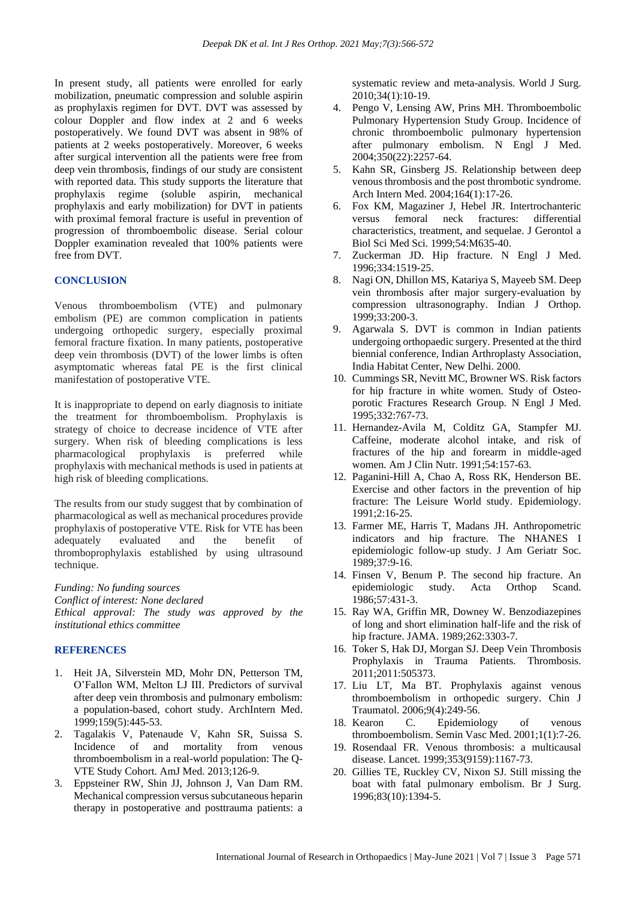In present study, all patients were enrolled for early mobilization, pneumatic compression and soluble aspirin as prophylaxis regimen for DVT. DVT was assessed by colour Doppler and flow index at 2 and 6 weeks postoperatively. We found DVT was absent in 98% of patients at 2 weeks postoperatively. Moreover, 6 weeks after surgical intervention all the patients were free from deep vein thrombosis, findings of our study are consistent with reported data. This study supports the literature that prophylaxis regime (soluble aspirin, mechanical prophylaxis and early mobilization) for DVT in patients with proximal femoral fracture is useful in prevention of progression of thromboembolic disease. Serial colour Doppler examination revealed that 100% patients were free from DVT.

## CONCLUSION

Venous thromboembolism (VTE) and pulmonary embolism (PE) are common complication in patients undergoing orthopedic surgery, especially proximal femoral fracture fixation. In many patients, postoperative deep vein thrombosis (DVT) of the lower limbs is often asymptomatic whereas fatal PE is the first clinical manifestation of postoperative VTE.

It is inappropriate to depend on early diagnosis to initiate the treatment for thromboembolism. Prophylaxis is strategy of choice to decrease incidence of VTE after surgery. When risk of bleeding complications is less pharmacological prophylaxis is preferred while prophylaxis with mechanical methods is used in patients at high risk of bleeding complications.

The results from our study suggest that by combination of pharmacological as well as mechanical procedures provide prophylaxis of postoperative VTE. Risk for VTE has been adequately evaluated and the benefit of thromboprophylaxis established by using ultrasound technique.

*Funding: No funding sources*
*Conflict of interest: None declared*
*Ethical approval: The study was approved by the institutional ethics committee*

## REFERENCES

1. Heit JA, Silverstein MD, Mohr DN, Petterson TM, O'Fallon WM, Melton LJ III. Predictors of survival after deep vein thrombosis and pulmonary embolism: a population-based, cohort study. ArchIntern Med. 1999;159(5):445-53.
2. Tagalakis V, Patenaude V, Kahn SR, Suissa S. Incidence of and mortality from venous thromboembolism in a real-world population: The Q-VTE Study Cohort. AmJ Med. 2013;126-9.
3. Eppsteiner RW, Shin JJ, Johnson J, Van Dam RM. Mechanical compression versus subcutaneous heparin therapy in postoperative and posttrauma patients: a systematic review and meta-analysis. World J Surg. 2010;34(1):10-19.
4. Pengo V, Lensing AW, Prins MH. Thromboembolic Pulmonary Hypertension Study Group. Incidence of chronic thromboembolic pulmonary hypertension after pulmonary embolism. N Engl J Med. 2004;350(22):2257-64.
5. Kahn SR, Ginsberg JS. Relationship between deep venous thrombosis and the post thrombotic syndrome. Arch Intern Med. 2004;164(1):17-26.
6. Fox KM, Magaziner J, Hebel JR. Intertrochanteric versus femoral neck fractures: differential characteristics, treatment, and sequelae. J Gerontol a Biol Sci Med Sci. 1999;54:M635-40.
7. Zuckerman JD. Hip fracture. N Engl J Med. 1996;334:1519-25.
8. Nagi ON, Dhillon MS, Katariya S, Mayeeb SM. Deep vein thrombosis after major surgery-evaluation by compression ultrasonography. Indian J Orthop. 1999;33:200-3.
9. Agarwala S. DVT is common in Indian patients undergoing orthopaedic surgery. Presented at the third biennial conference, Indian Arthroplasty Association, India Habitat Center, New Delhi. 2000.
10. Cummings SR, Nevitt MC, Browner WS. Risk factors for hip fracture in white women. Study of Osteoporotic Fractures Research Group. N Engl J Med. 1995;332:767-73.
11. Hernandez-Avila M, Colditz GA, Stampfer MJ. Caffeine, moderate alcohol intake, and risk of fractures of the hip and forearm in middle-aged women. Am J Clin Nutr. 1991;54:157-63.
12. Paganini-Hill A, Chao A, Ross RK, Henderson BE. Exercise and other factors in the prevention of hip fracture: The Leisure World study. Epidemiology. 1991;2:16-25.
13. Farmer ME, Harris T, Madans JH. Anthropometric indicators and hip fracture. The NHANES I epidemiologic follow-up study. J Am Geriatr Soc. 1989;37:9-16.
14. Finsen V, Benum P. The second hip fracture. An epidemiologic study. Acta Orthop Scand. 1986;57:431-3.
15. Ray WA, Griffin MR, Downey W. Benzodiazepines of long and short elimination half-life and the risk of hip fracture. JAMA. 1989;262:3303-7.
16. Toker S, Hak DJ, Morgan SJ. Deep Vein Thrombosis Prophylaxis in Trauma Patients. Thrombosis. 2011;2011:505373.
17. Liu LT, Ma BT. Prophylaxis against venous thromboembolism in orthopedic surgery. Chin J Traumatol. 2006;9(4):249-56.
18. Kearon C. Epidemiology of venous thromboembolism. Semin Vasc Med. 2001;1(1):7-26.
19. Rosendaal FR. Venous thrombosis: a multicausal disease. Lancet. 1999;353(9159):1167-73.
20. Gillies TE, Ruckley CV, Nixon SJ. Still missing the boat with fatal pulmonary embolism. Br J Surg. 1996;83(10):1394-5.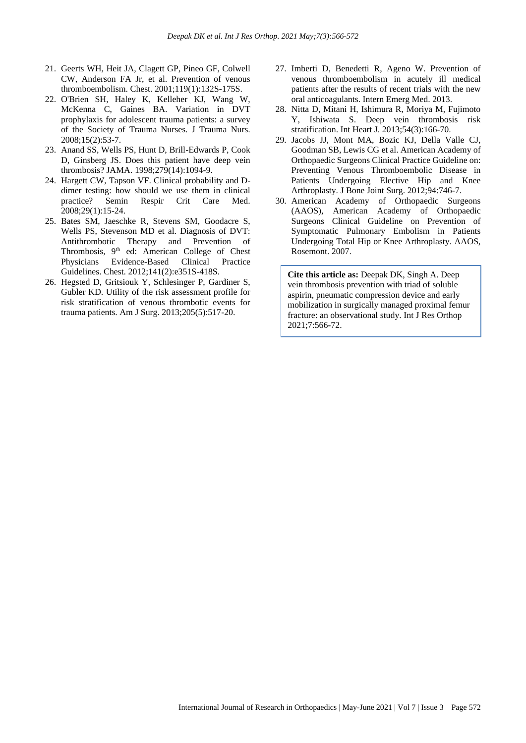21. Geerts WH, Heit JA, Clagett GP, Pineo GF, Colwell CW, Anderson FA Jr, et al. Prevention of venous thromboembolism. Chest. 2001;119(1):132S-175S.
22. O'Brien SH, Haley K, Kelleher KJ, Wang W, McKenna C, Gaines BA. Variation in DVT prophylaxis for adolescent trauma patients: a survey of the Society of Trauma Nurses. J Trauma Nurs. 2008;15(2):53-7.
23. Anand SS, Wells PS, Hunt D, Brill-Edwards P, Cook D, Ginsberg JS. Does this patient have deep vein thrombosis? JAMA. 1998;279(14):1094-9.
24. Hargett CW, Tapson VF. Clinical probability and D-dimer testing: how should we use them in clinical practice? Semin Respir Crit Care Med. 2008;29(1):15-24.
25. Bates SM, Jaeschke R, Stevens SM, Goodacre S, Wells PS, Stevenson MD et al. Diagnosis of DVT: Antithrombotic Therapy and Prevention of Thrombosis, 9th ed: American College of Chest Physicians Evidence-Based Clinical Practice Guidelines. Chest. 2012;141(2):e351S-418S.
26. Hegsted D, Gritsiouk Y, Schlesinger P, Gardiner S, Gubler KD. Utility of the risk assessment profile for risk stratification of venous thrombotic events for trauma patients. Am J Surg. 2013;205(5):517-20.
27. Imberti D, Benedetti R, Ageno W. Prevention of venous thromboembolism in acutely ill medical patients after the results of recent trials with the new oral anticoagulants. Intern Emerg Med. 2013.
28. Nitta D, Mitani H, Ishimura R, Moriya M, Fujimoto Y, Ishiwata S. Deep vein thrombosis risk stratification. Int Heart J. 2013;54(3):166-70.
29. Jacobs JJ, Mont MA, Bozic KJ, Della Valle CJ, Goodman SB, Lewis CG et al. American Academy of Orthopaedic Surgeons Clinical Practice Guideline on: Preventing Venous Thromboembolic Disease in Patients Undergoing Elective Hip and Knee Arthroplasty. J Bone Joint Surg. 2012;94:746-7.
30. American Academy of Orthopaedic Surgeons (AAOS), American Academy of Orthopaedic Surgeons Clinical Guideline on Prevention of Symptomatic Pulmonary Embolism in Patients Undergoing Total Hip or Knee Arthroplasty. AAOS, Rosemont. 2007.

**Cite this article as:** Deepak DK, Singh A. Deep vein thrombosis prevention with triad of soluble aspirin, pneumatic compression device and early mobilization in surgically managed proximal femur fracture: an observational study. Int J Res Orthop 2021;7:566-72.